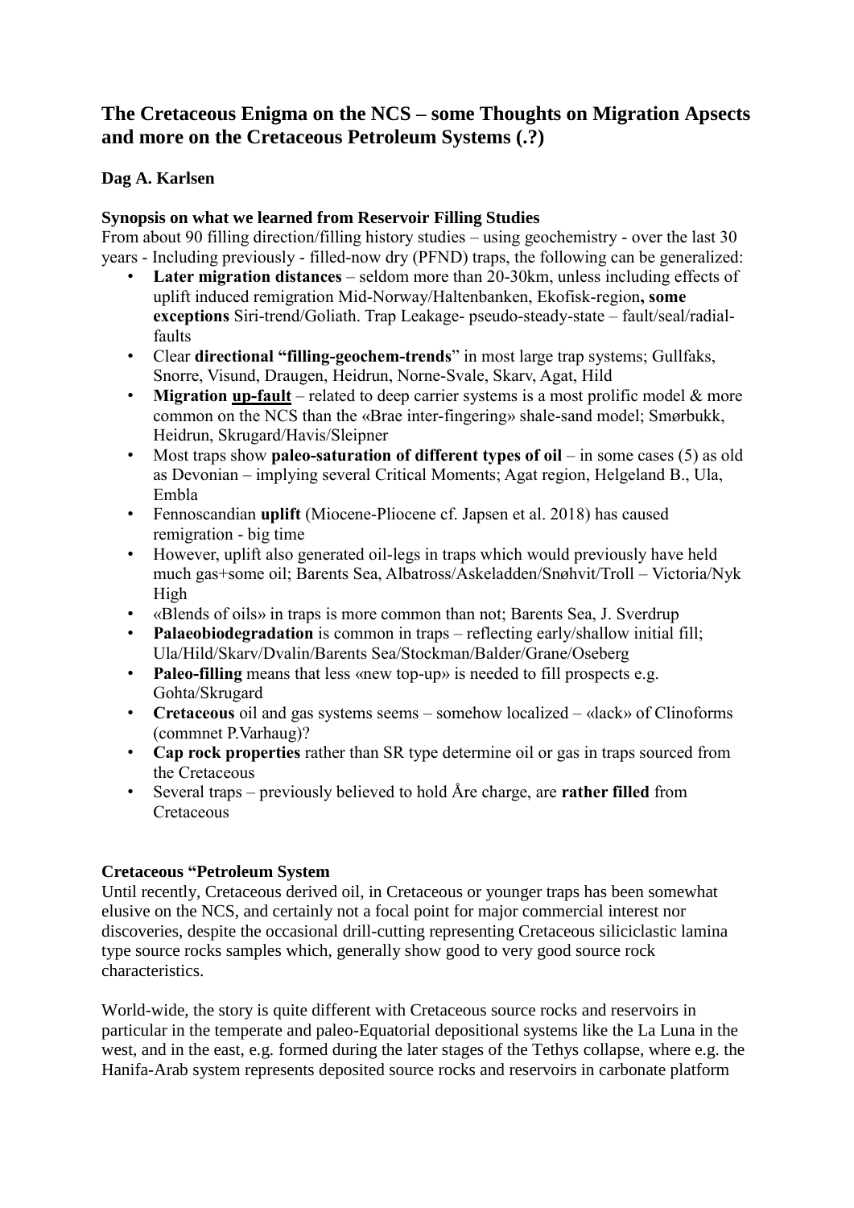# The Cretaceous Enigma on the NCS – some Thoughts on Migration Apsects and more on the Cretaceous Petroleum Systems (.?)

**Dag A. Karlsen**

### Synopsis on what we learned from Reservoir Filling Studies

From about 90 filling direction/filling history studies – using geochemistry - over the last 30 years - Including previously - filled-now dry (PFND) traps, the following can be generalized:

- **Later migration distances** – seldom more than 20-30km, unless including effects of uplift induced remigration Mid-Norway/Haltenbanken, Ekofisk-region**, some exceptions** Siri-trend/Goliath. Trap Leakage- pseudo-steady-state – fault/seal/radial-faults
- Clear **directional "filling-geochem-trends**" in most large trap systems; Gullfaks, Snorre, Visund, Draugen, Heidrun, Norne-Svale, Skarv, Agat, Hild
- **Migration <u>up-fault</u>** – related to deep carrier systems is a most prolific model & more common on the NCS than the «Brae inter-fingering» shale-sand model; Smørbukk, Heidrun, Skrugard/Havis/Sleipner
- Most traps show **paleo-saturation of different types of oil** – in some cases (5) as old as Devonian – implying several Critical Moments; Agat region, Helgeland B., Ula, Embla
- Fennoscandian **uplift** (Miocene-Pliocene cf. Japsen et al. 2018) has caused remigration - big time
- However, uplift also generated oil-legs in traps which would previously have held much gas+some oil; Barents Sea, Albatross/Askeladden/Snøhvit/Troll – Victoria/Nyk High
- «Blends of oils» in traps is more common than not; Barents Sea, J. Sverdrup
- **Palaeobiodegradation** is common in traps – reflecting early/shallow initial fill; Ula/Hild/Skarv/Dvalin/Barents Sea/Stockman/Balder/Grane/Oseberg
- **Paleo-filling** means that less «new top-up» is needed to fill prospects e.g. Gohta/Skrugard
- **Cretaceous** oil and gas systems seems – somehow localized – «lack» of Clinoforms (commnet P.Varhaug)?
- **Cap rock properties** rather than SR type determine oil or gas in traps sourced from the Cretaceous
- Several traps – previously believed to hold Åre charge, are **rather filled** from Cretaceous

### Cretaceous "Petroleum System

Until recently, Cretaceous derived oil, in Cretaceous or younger traps has been somewhat elusive on the NCS, and certainly not a focal point for major commercial interest nor discoveries, despite the occasional drill-cutting representing Cretaceous siliciclastic lamina type source rocks samples which, generally show good to very good source rock characteristics.

World-wide, the story is quite different with Cretaceous source rocks and reservoirs in particular in the temperate and paleo-Equatorial depositional systems like the La Luna in the west, and in the east, e.g. formed during the later stages of the Tethys collapse, where e.g. the Hanifa-Arab system represents deposited source rocks and reservoirs in carbonate platform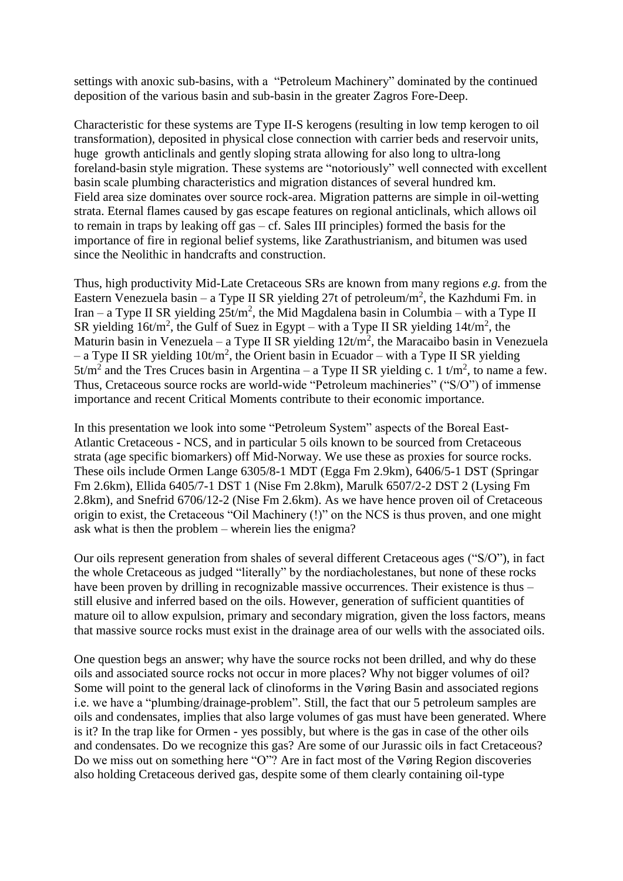settings with anoxic sub-basins, with a "Petroleum Machinery" dominated by the continued deposition of the various basin and sub-basin in the greater Zagros Fore-Deep.

Characteristic for these systems are Type II-S kerogens (resulting in low temp kerogen to oil transformation), deposited in physical close connection with carrier beds and reservoir units, huge growth anticlinals and gently sloping strata allowing for also long to ultra-long foreland-basin style migration. These systems are "notoriously" well connected with excellent basin scale plumbing characteristics and migration distances of several hundred km. Field area size dominates over source rock-area. Migration patterns are simple in oil-wetting strata. Eternal flames caused by gas escape features on regional anticlinals, which allows oil to remain in traps by leaking off gas – cf. Sales III principles) formed the basis for the importance of fire in regional belief systems, like Zarathustrianism, and bitumen was used since the Neolithic in handcrafts and construction.

Thus, high productivity Mid-Late Cretaceous SRs are known from many regions *e.g.* from the Eastern Venezuela basin – a Type II SR yielding 27t of petroleum/m$^2$, the Kazhdumi Fm. in Iran – a Type II SR yielding 25t/m$^2$, the Mid Magdalena basin in Columbia – with a Type II SR yielding 16t/m$^2$, the Gulf of Suez in Egypt – with a Type II SR yielding 14t/m$^2$, the Maturin basin in Venezuela – a Type II SR yielding 12t/m$^2$, the Maracaibo basin in Venezuela – a Type II SR yielding 10t/m$^2$, the Orient basin in Ecuador – with a Type II SR yielding 5t/m$^2$ and the Tres Cruces basin in Argentina – a Type II SR yielding c. 1 t/m$^2$, to name a few. Thus, Cretaceous source rocks are world-wide "Petroleum machineries" ("S/O") of immense importance and recent Critical Moments contribute to their economic importance.

In this presentation we look into some "Petroleum System" aspects of the Boreal East-Atlantic Cretaceous - NCS, and in particular 5 oils known to be sourced from Cretaceous strata (age specific biomarkers) off Mid-Norway. We use these as proxies for source rocks. These oils include Ormen Lange 6305/8-1 MDT (Egga Fm 2.9km), 6406/5-1 DST (Springar Fm 2.6km), Ellida 6405/7-1 DST 1 (Nise Fm 2.8km), Marulk 6507/2-2 DST 2 (Lysing Fm 2.8km), and Snefrid 6706/12-2 (Nise Fm 2.6km). As we have hence proven oil of Cretaceous origin to exist, the Cretaceous "Oil Machinery (!)" on the NCS is thus proven, and one might ask what is then the problem – wherein lies the enigma?

Our oils represent generation from shales of several different Cretaceous ages ("S/O"), in fact the whole Cretaceous as judged "literally" by the nordiacholestanes, but none of these rocks have been proven by drilling in recognizable massive occurrences. Their existence is thus – still elusive and inferred based on the oils. However, generation of sufficient quantities of mature oil to allow expulsion, primary and secondary migration, given the loss factors, means that massive source rocks must exist in the drainage area of our wells with the associated oils.

One question begs an answer; why have the source rocks not been drilled, and why do these oils and associated source rocks not occur in more places? Why not bigger volumes of oil? Some will point to the general lack of clinoforms in the Vøring Basin and associated regions i.e. we have a "plumbing/drainage-problem". Still, the fact that our 5 petroleum samples are oils and condensates, implies that also large volumes of gas must have been generated. Where is it? In the trap like for Ormen - yes possibly, but where is the gas in case of the other oils and condensates. Do we recognize this gas? Are some of our Jurassic oils in fact Cretaceous? Do we miss out on something here "O"? Are in fact most of the Vøring Region discoveries also holding Cretaceous derived gas, despite some of them clearly containing oil-type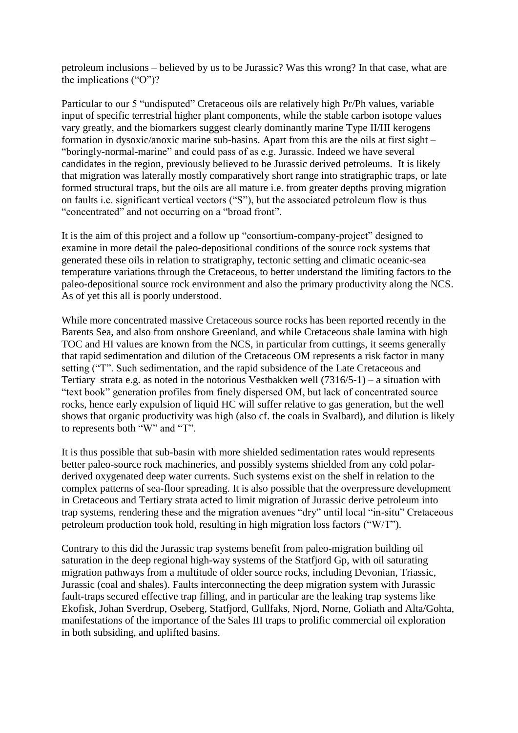petroleum inclusions – believed by us to be Jurassic? Was this wrong? In that case, what are the implications ("O")?

Particular to our 5 "undisputed" Cretaceous oils are relatively high Pr/Ph values, variable input of specific terrestrial higher plant components, while the stable carbon isotope values vary greatly, and the biomarkers suggest clearly dominantly marine Type II/III kerogens formation in dysoxic/anoxic marine sub-basins. Apart from this are the oils at first sight – "boringly-normal-marine" and could pass of as e.g. Jurassic. Indeed we have several candidates in the region, previously believed to be Jurassic derived petroleums. It is likely that migration was laterally mostly comparatively short range into stratigraphic traps, or late formed structural traps, but the oils are all mature i.e. from greater depths proving migration on faults i.e. significant vertical vectors ("S"), but the associated petroleum flow is thus "concentrated" and not occurring on a "broad front".

It is the aim of this project and a follow up "consortium-company-project" designed to examine in more detail the paleo-depositional conditions of the source rock systems that generated these oils in relation to stratigraphy, tectonic setting and climatic oceanic-sea temperature variations through the Cretaceous, to better understand the limiting factors to the paleo-depositional source rock environment and also the primary productivity along the NCS. As of yet this all is poorly understood.

While more concentrated massive Cretaceous source rocks has been reported recently in the Barents Sea, and also from onshore Greenland, and while Cretaceous shale lamina with high TOC and HI values are known from the NCS, in particular from cuttings, it seems generally that rapid sedimentation and dilution of the Cretaceous OM represents a risk factor in many setting ("T". Such sedimentation, and the rapid subsidence of the Late Cretaceous and Tertiary strata e.g. as noted in the notorious Vestbakken well (7316/5-1) – a situation with "text book" generation profiles from finely dispersed OM, but lack of concentrated source rocks, hence early expulsion of liquid HC will suffer relative to gas generation, but the well shows that organic productivity was high (also cf. the coals in Svalbard), and dilution is likely to represents both "W" and "T".

It is thus possible that sub-basin with more shielded sedimentation rates would represents better paleo-source rock machineries, and possibly systems shielded from any cold polar-derived oxygenated deep water currents. Such systems exist on the shelf in relation to the complex patterns of sea-floor spreading. It is also possible that the overpressure development in Cretaceous and Tertiary strata acted to limit migration of Jurassic derive petroleum into trap systems, rendering these and the migration avenues "dry" until local "in-situ" Cretaceous petroleum production took hold, resulting in high migration loss factors ("W/T").

Contrary to this did the Jurassic trap systems benefit from paleo-migration building oil saturation in the deep regional high-way systems of the Statfjord Gp, with oil saturating migration pathways from a multitude of older source rocks, including Devonian, Triassic, Jurassic (coal and shales). Faults interconnecting the deep migration system with Jurassic fault-traps secured effective trap filling, and in particular are the leaking trap systems like Ekofisk, Johan Sverdrup, Oseberg, Statfjord, Gullfaks, Njord, Norne, Goliath and Alta/Gohta, manifestations of the importance of the Sales III traps to prolific commercial oil exploration in both subsiding, and uplifted basins.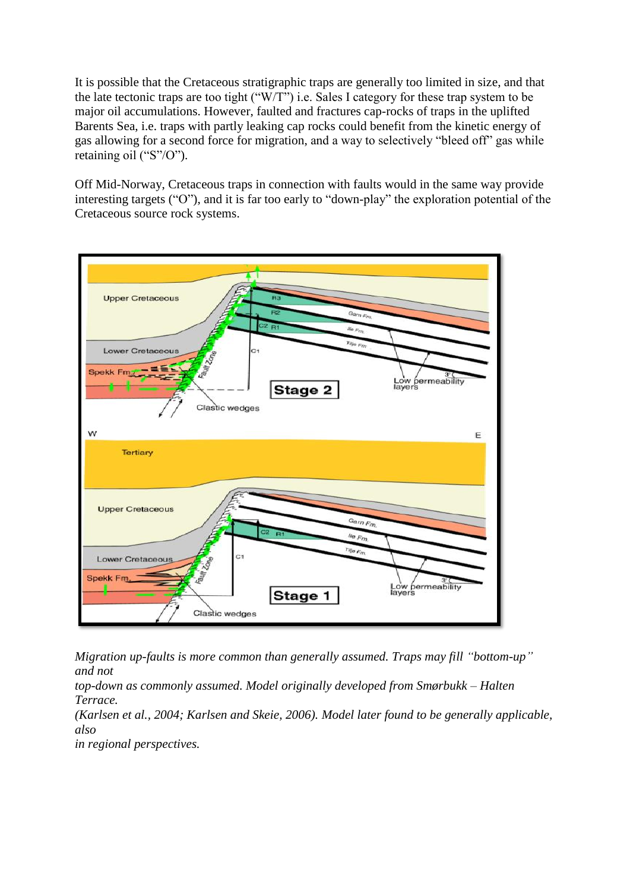It is possible that the Cretaceous stratigraphic traps are generally too limited in size, and that the late tectonic traps are too tight ("W/T") i.e. Sales I category for these trap system to be major oil accumulations. However, faulted and fractures cap-rocks of traps in the uplifted Barents Sea, i.e. traps with partly leaking cap rocks could benefit from the kinetic energy of gas allowing for a second force for migration, and a way to selectively "bleed off" gas while retaining oil ("S"/O").

Off Mid-Norway, Cretaceous traps in connection with faults would in the same way provide interesting targets ("O"), and it is far too early to "down-play" the exploration potential of the Cretaceous source rock systems.

*Migration up-faults is more common than generally assumed. Traps may fill "bottom-up" and not top-down as commonly assumed. Model originally developed from Smørbukk – Halten Terrace. (Karlsen et al., 2004; Karlsen and Skeie, 2006). Model later found to be generally applicable, also in regional perspectives.*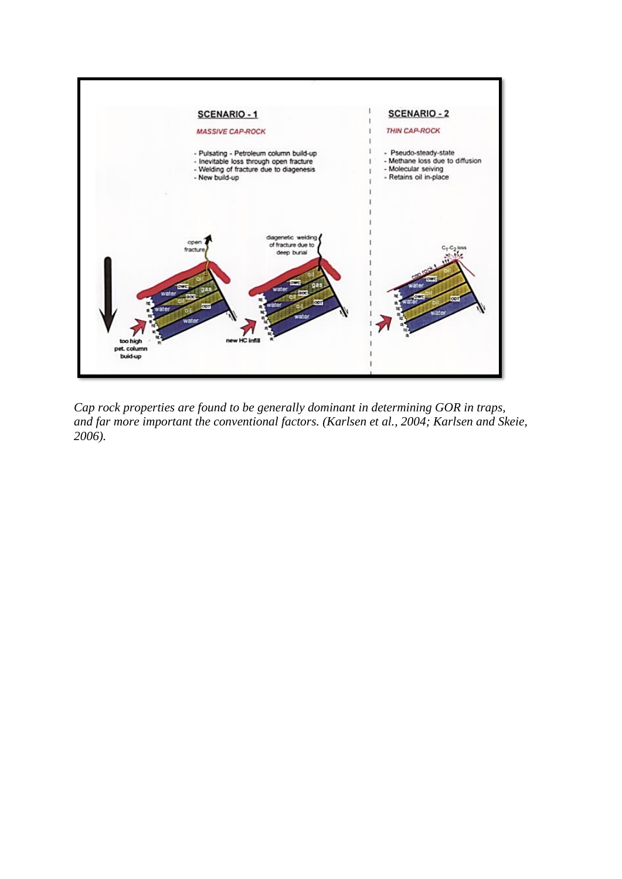**SCENARIO - 1**

*MASSIVE CAP-ROCK*

- Pulsating - Petroleum column build-up
- Inevitable loss through open fracture
- Welding of fracture due to diagenesis
- New build-up

**SCENARIO - 2**

*THIN CAP-ROCK*

- Pseudo-steady-state
- Methane loss due to diffusion
- Molecular seiving
- Retains oil in-place

open fracture

diagenetic welding of fracture due to deep burial

$C_1$-$C_2$ loss

cap rock

too high pet. column buid-up

new HC infill

oil, gas, water, OWC, GOC, ODT

*Cap rock properties are found to be generally dominant in determining GOR in traps, and far more important the conventional factors. (Karlsen et al., 2004; Karlsen and Skeie, 2006).*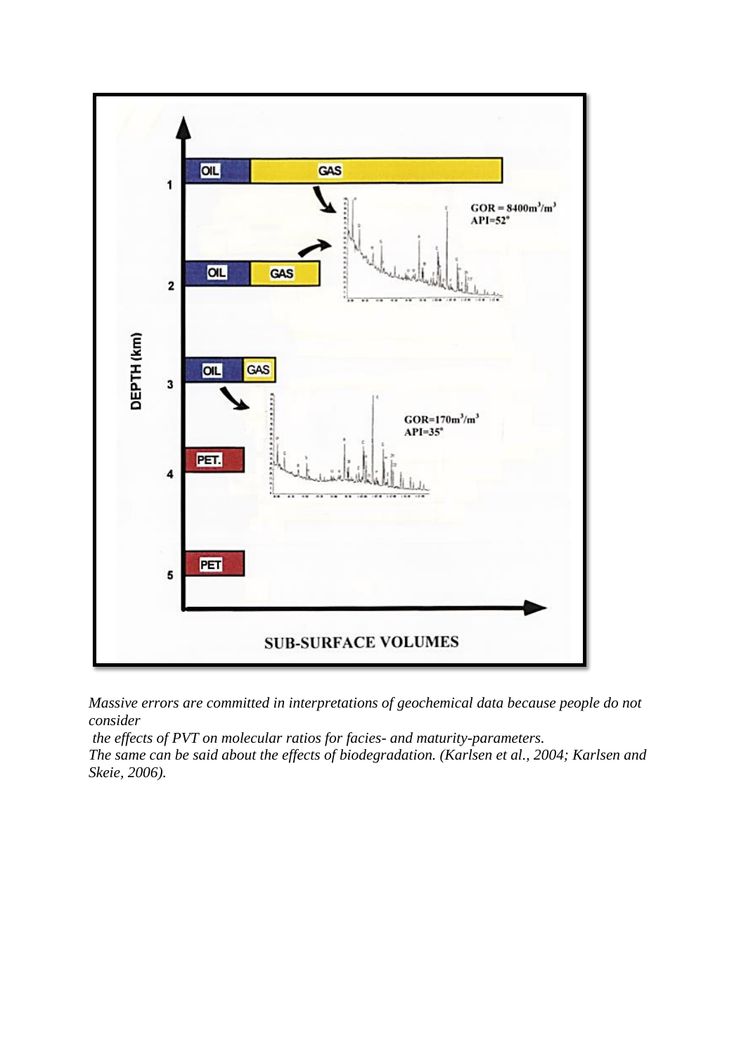*Massive errors are committed in interpretations of geochemical data because people do not consider*

*the effects of PVT on molecular ratios for facies- and maturity-parameters.*

*The same can be said about the effects of biodegradation. (Karlsen et al., 2004; Karlsen and Skeie, 2006).*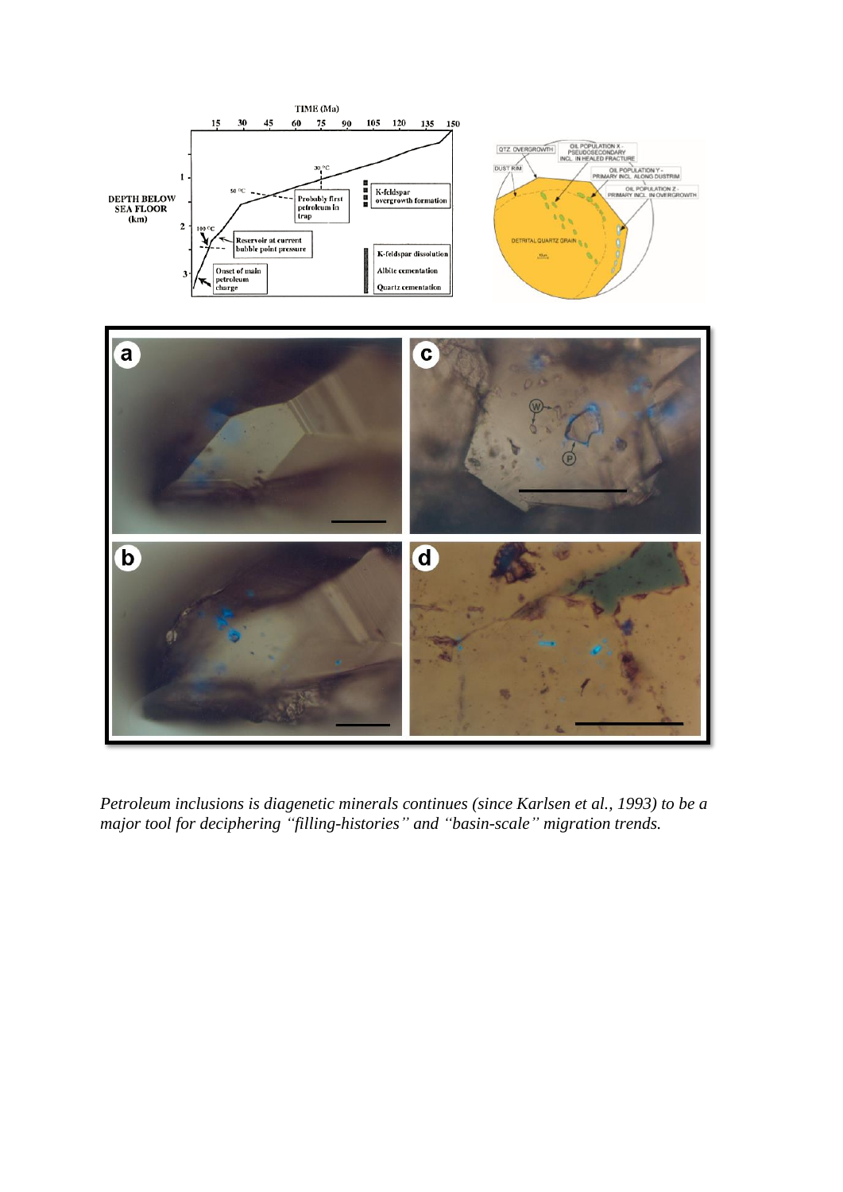*Petroleum inclusions is diagenetic minerals continues (since Karlsen et al., 1993) to be a major tool for deciphering ''filling-histories'' and ''basin-scale'' migration trends.*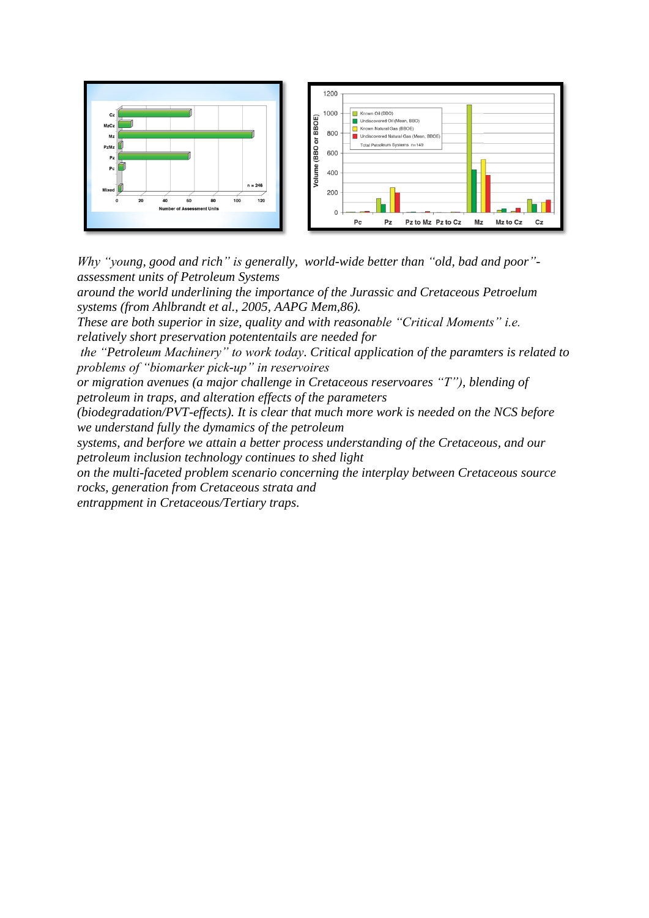*Why "young, good and rich" is generally, world-wide better than "old, bad and poor"- assessment units of Petroleum Systems around the world underlining the importance of the Jurassic and Cretaceous Petroelum systems (from Ahlbrandt et al., 2005, AAPG Mem,86). These are both superior in size, quality and with reasonable "Critical Moments" i.e. relatively short preservation potententails are needed for the "Petroleum Machinery" to work today. Critical application of the paramters is related to problems of "biomarker pick-up" in reservoires or migration avenues (a major challenge in Cretaceous reservoares "T"), blending of petroleum in traps, and alteration effects of the parameters (biodegradation/PVT-effects). It is clear that much more work is needed on the NCS before we understand fully the dymamics of the petroleum systems, and berfore we attain a better process understanding of the Cretaceous, and our petroleum inclusion technology continues to shed light on the multi-faceted problem scenario concerning the interplay between Cretaceous source rocks, generation from Cretaceous strata and entrappment in Cretaceous/Tertiary traps.*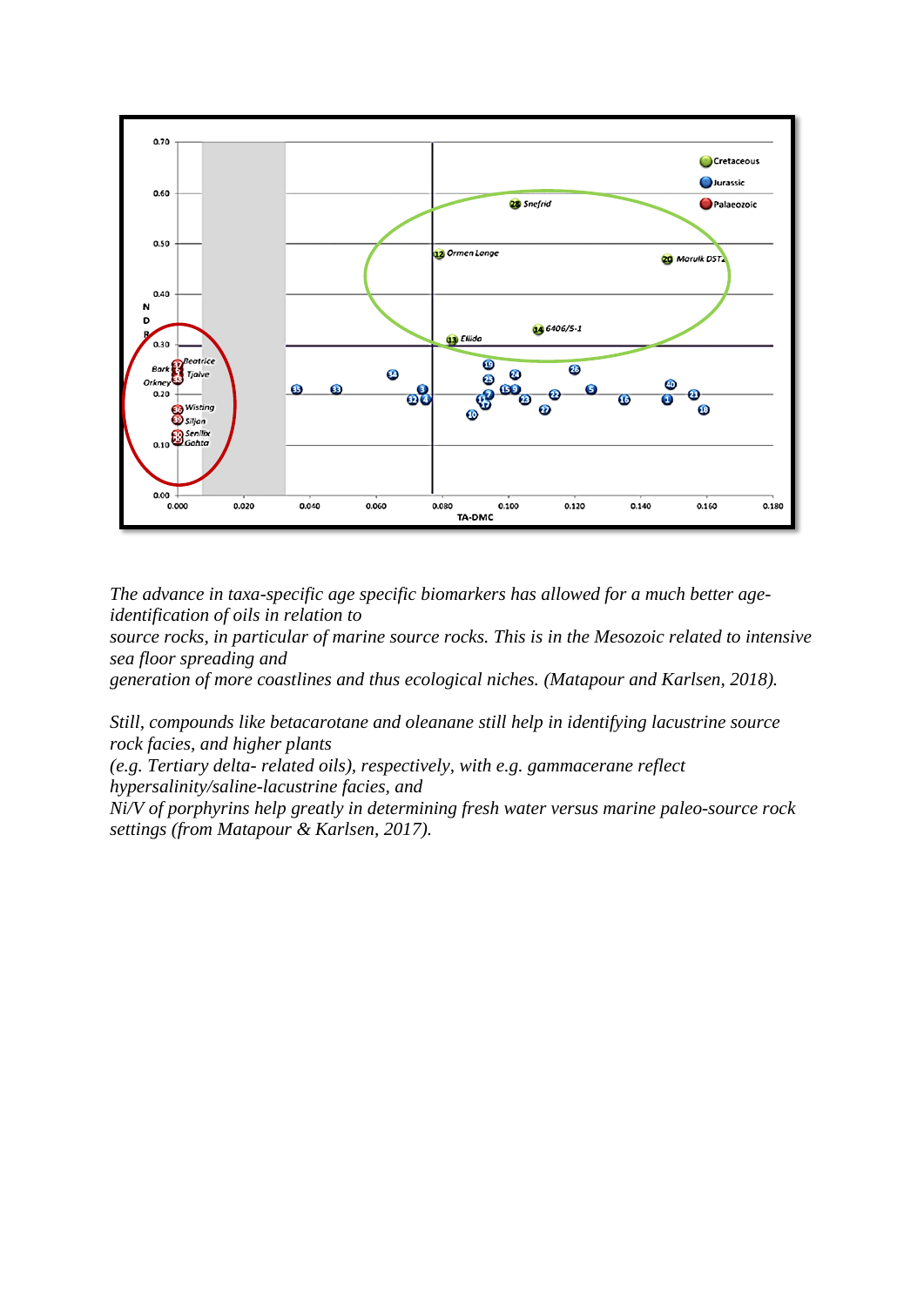0.70
0.60
0.50
0.40
0.30
0.20
0.10
0.00

NDR

0.000 0.020 0.040 0.060 0.080 0.100 0.120 0.140 0.160 0.180

TA-DMC

Cretaceous
Jurassic
Palaeozoic

Snefrid
Ormen Lange
Marulk DST2
6406/5-1
Ellida
Beatrice
Bark
Tjalve
Orkney
Wisting
Siljan
Senflix
Gohta

*The advance in taxa-specific age specific biomarkers has allowed for a much better age-identification of oils in relation to source rocks, in particular of marine source rocks. This is in the Mesozoic related to intensive sea floor spreading and generation of more coastlines and thus ecological niches. (Matapour and Karlsen, 2018).*

*Still, compounds like betacarotane and oleanane still help in identifying lacustrine source rock facies, and higher plants (e.g. Tertiary delta- related oils), respectively, with e.g. gammacerane reflect hypersalinity/saline-lacustrine facies, and Ni/V of porphyrins help greatly in determining fresh water versus marine paleo-source rock settings (from Matapour & Karlsen, 2017).*